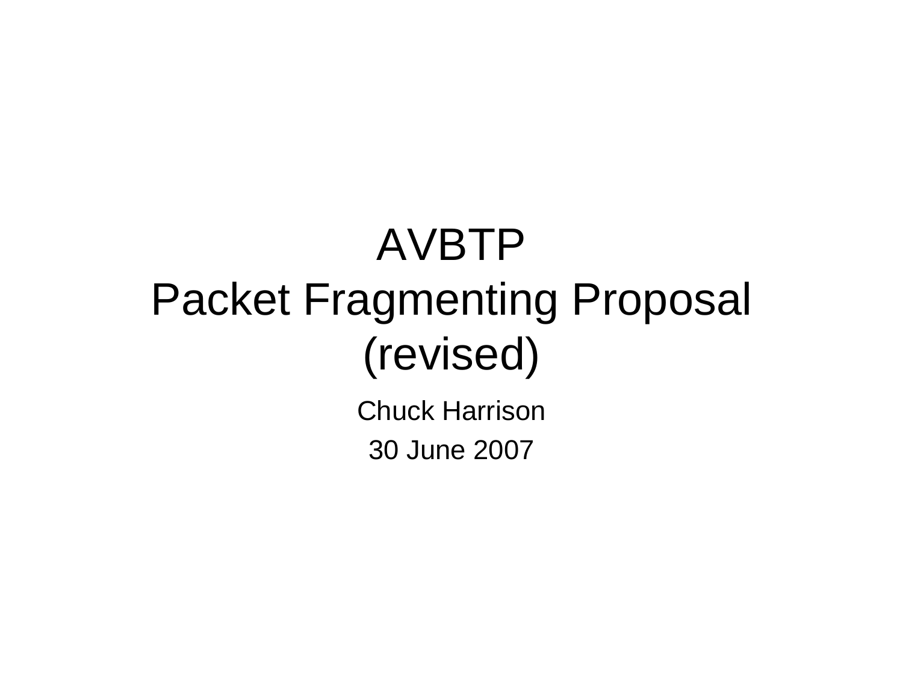# AVBTP Packet Fragmenting Proposal (revised)

Chuck Harrison

30 June 2007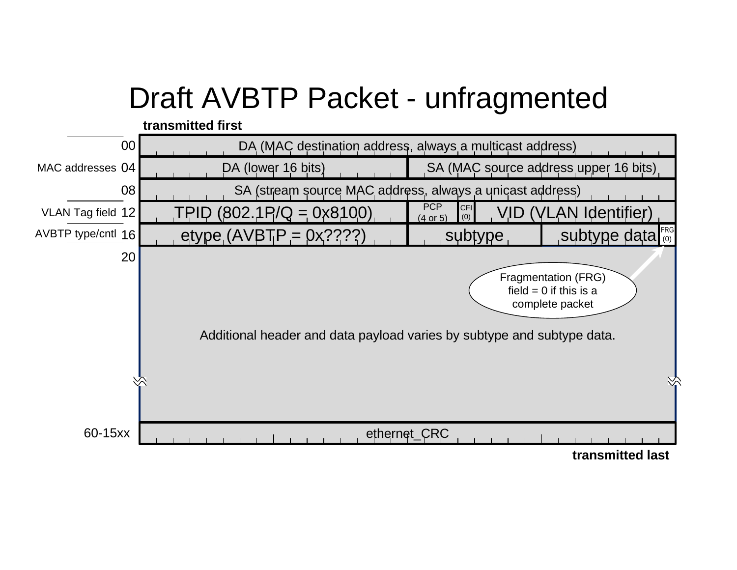# Draft AVBTP Packet - unfragmented

**transmitted first**

| Offset | Label | Fields |
|---|---|---|
| 00 | MAC addresses | DA (MAC destination address, always a multicast address) |
| 04 | MAC addresses | DA (lower 16 bits) \| SA (MAC source address upper 16 bits) |
| 08 | MAC addresses | SA (stream source MAC address, always a unicast address) |
| 12 | VLAN Tag field | TPID (802.1P/Q = 0x8100) \| PCP (4 or 5) \| CFI (0) \| VID (VLAN Identifier) |
| 16 | AVBTP type/cntl | etype (AVBTP = 0x????) \| subtype \| subtype data \| FRG (0) |
| 20 | | Additional header and data payload varies by subtype and subtype data. |
| 60-15xx | | ethernet_CRC |

**transmitted last**

Fragmentation (FRG) field = 0 if this is a complete packet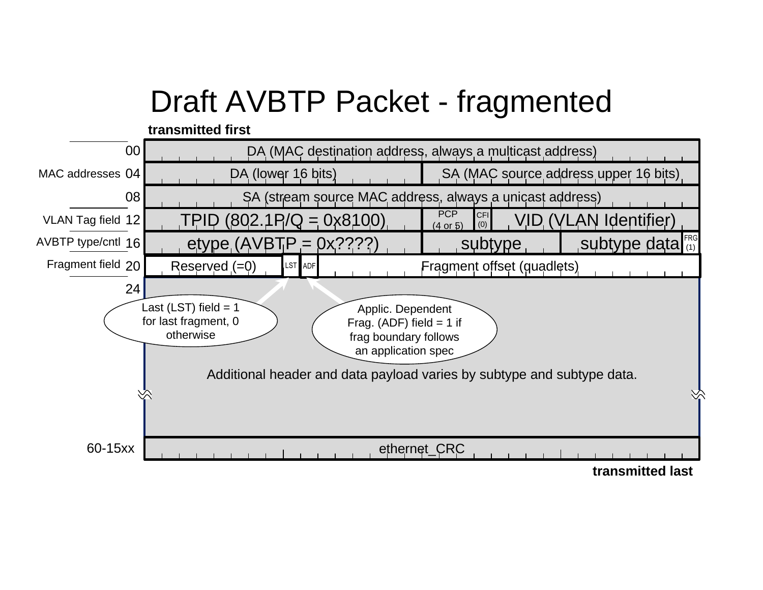# Draft AVBTP Packet - fragmented

**transmitted first**

| Field group | Offset | Contents | | | |
|---|---|---|---|---|---|
| MAC addresses | 00 | DA (MAC destination address, always a multicast address) | | | |
| | 04 | DA (lower 16 bits) | | SA (MAC source address upper 16 bits) | |
| | 08 | SA (stream source MAC address, always a unicast address) | | | |
| VLAN Tag field | 12 | TPID (802.1P/Q = 0x8100) | PCP (4 or 5) | CFI (0) | VID (VLAN Identifier) |
| AVBTP type/cntl | 16 | etype (AVBTP = 0x????) | subtype | subtype data | FRG (1) |
| Fragment field | 20 | Reserved (=0) | LST | ADF | Fragment offset (quadlets) |
| | 24 | Additional header and data payload varies by subtype and subtype data. | | | |
| | 60-15xx | ethernet_CRC | | | |

**transmitted last**

Last (LST) field = 1 for last fragment, 0 otherwise

Applic. Dependent Frag. (ADF) field = 1 if frag boundary follows an application spec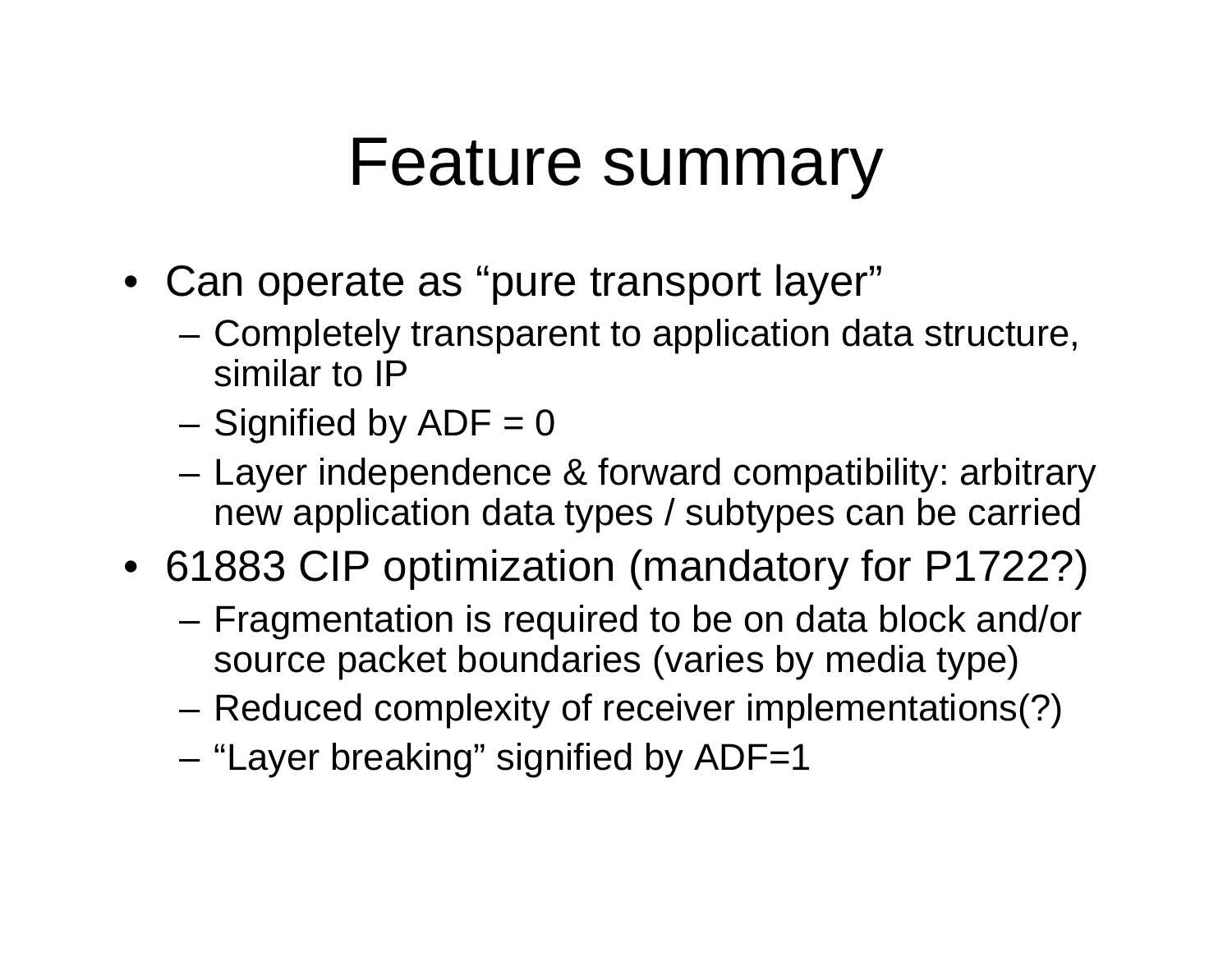# Feature summary

- Can operate as “pure transport layer”
  - Completely transparent to application data structure, similar to IP
  - Signified by ADF = 0
  - Layer independence & forward compatibility: arbitrary new application data types / subtypes can be carried
- 61883 CIP optimization (mandatory for P1722?)
  - Fragmentation is required to be on data block and/or source packet boundaries (varies by media type)
  - Reduced complexity of receiver implementations(?)
  - “Layer breaking” signified by ADF=1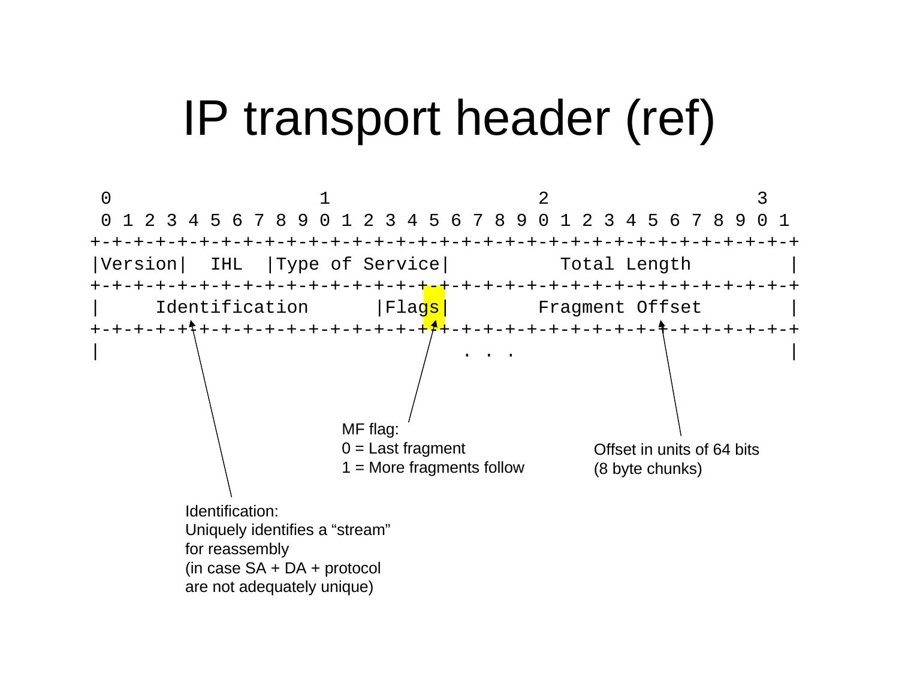# IP transport header (ref)

```
 0                   1                   2                   3
 0 1 2 3 4 5 6 7 8 9 0 1 2 3 4 5 6 7 8 9 0 1 2 3 4 5 6 7 8 9 0 1
+-+-+-+-+-+-+-+-+-+-+-+-+-+-+-+-+-+-+-+-+-+-+-+-+-+-+-+-+-+-+-+-+
|Version|  IHL  |Type of Service|          Total Length         |
+-+-+-+-+-+-+-+-+-+-+-+-+-+-+-+-+-+-+-+-+-+-+-+-+-+-+-+-+-+-+-+-+
|     Identification      |Flags|       Fragment Offset         |
+-+-+-+-+-+-+-+-+-+-+-+-+-+-+-+-+-+-+-+-+-+-+-+-+-+-+-+-+-+-+-+-+
|                               . . .                           |
```

MF flag:
0 = Last fragment
1 = More fragments follow

Offset in units of 64 bits
(8 byte chunks)

Identification:
Uniquely identifies a “stream”
for reassembly
(in case SA + DA + protocol
are not adequately unique)